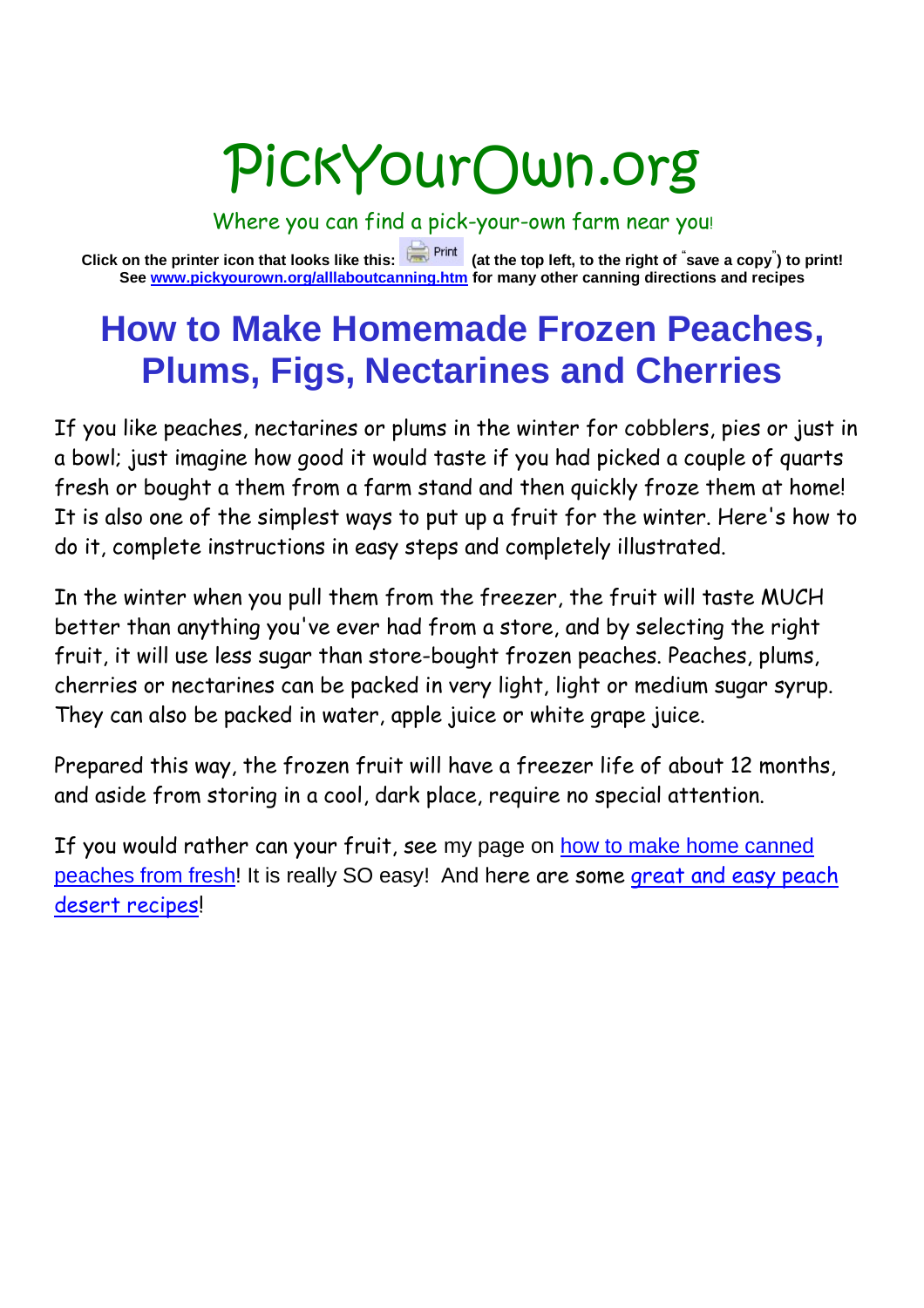# PickYourOwn.org

Where you can find a pick-your-own farm near you!

**Click on the printer icon that looks like this: Print (at the top left, to the right of "save a copy") to print!**
**See [www.pickyourown.org/alllaboutcanning.htm](www.pickyourown.org/alllaboutcanning.htm) for many other canning directions and recipes**

## How to Make Homemade Frozen Peaches, Plums, Figs, Nectarines and Cherries

If you like peaches, nectarines or plums in the winter for cobblers, pies or just in a bowl; just imagine how good it would taste if you had picked a couple of quarts fresh or bought a them from a farm stand and then quickly froze them at home! It is also one of the simplest ways to put up a fruit for the winter. Here's how to do it, complete instructions in easy steps and completely illustrated.

In the winter when you pull them from the freezer, the fruit will taste MUCH better than anything you've ever had from a store, and by selecting the right fruit, it will use less sugar than store-bought frozen peaches. Peaches, plums, cherries or nectarines can be packed in very light, light or medium sugar syrup. They can also be packed in water, apple juice or white grape juice.

Prepared this way, the frozen fruit will have a freezer life of about 12 months, and aside from storing in a cool, dark place, require no special attention.

If you would rather can your fruit, see my page on how to make home canned peaches from fresh! It is really SO easy! And here are some great and easy peach desert recipes!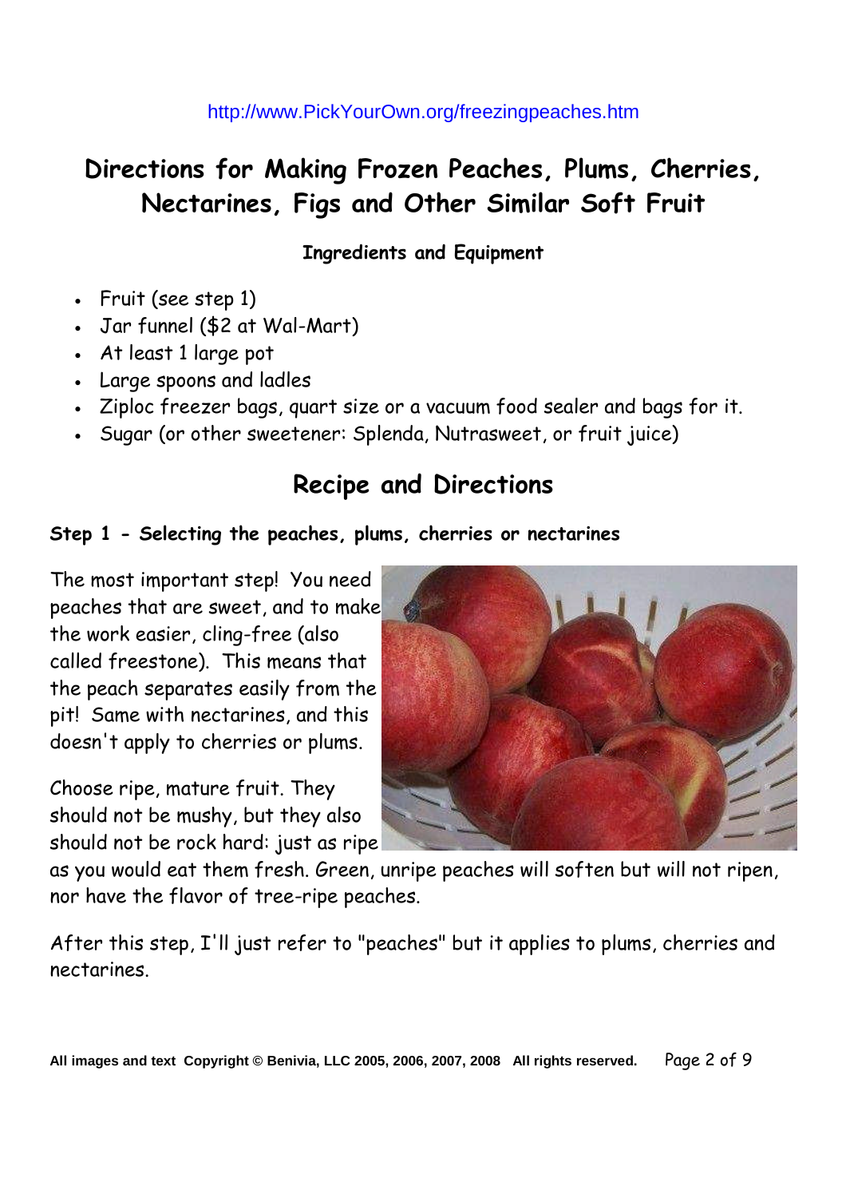http://www.PickYourOwn.org/freezingpeaches.htm

# Directions for Making Frozen Peaches, Plums, Cherries, Nectarines, Figs and Other Similar Soft Fruit

### Ingredients and Equipment

- Fruit (see step 1)
- Jar funnel ($2 at Wal-Mart)
- At least 1 large pot
- Large spoons and ladles
- Ziploc freezer bags, quart size or a vacuum food sealer and bags for it.
- Sugar (or other sweetener: Splenda, Nutrasweet, or fruit juice)

## Recipe and Directions

**Step 1 - Selecting the peaches, plums, cherries or nectarines**

The most important step! You need peaches that are sweet, and to make the work easier, cling-free (also called freestone). This means that the peach separates easily from the pit! Same with nectarines, and this doesn't apply to cherries or plums.

Choose ripe, mature fruit. They should not be mushy, but they also should not be rock hard: just as ripe as you would eat them fresh. Green, unripe peaches will soften but will not ripen, nor have the flavor of tree-ripe peaches.

After this step, I'll just refer to "peaches" but it applies to plums, cherries and nectarines.

All images and text Copyright © Benivia, LLC 2005, 2006, 2007, 2008 All rights reserved.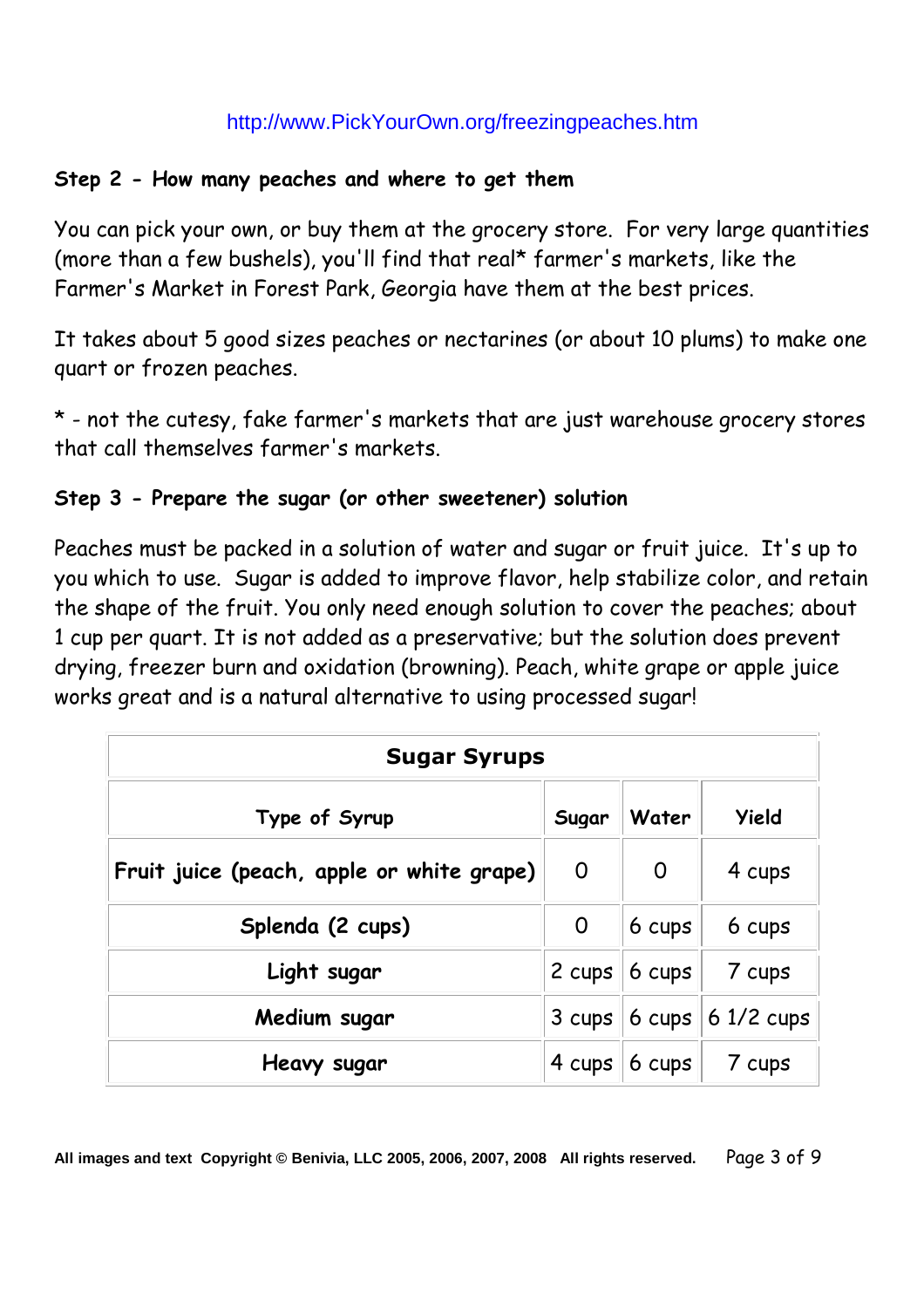http://www.PickYourOwn.org/freezingpeaches.htm

**Step 2 - How many peaches and where to get them**

You can pick your own, or buy them at the grocery store. For very large quantities (more than a few bushels), you'll find that real* farmer's markets, like the Farmer's Market in Forest Park, Georgia have them at the best prices.

It takes about 5 good sizes peaches or nectarines (or about 10 plums) to make one quart or frozen peaches.

* - not the cutesy, fake farmer's markets that are just warehouse grocery stores that call themselves farmer's markets.

**Step 3 - Prepare the sugar (or other sweetener) solution**

Peaches must be packed in a solution of water and sugar or fruit juice. It's up to you which to use. Sugar is added to improve flavor, help stabilize color, and retain the shape of the fruit. You only need enough solution to cover the peaches; about 1 cup per quart. It is not added as a preservative; but the solution does prevent drying, freezer burn and oxidation (browning). Peach, white grape or apple juice works great and is a natural alternative to using processed sugar!

| Sugar Syrups | | | |
|---|---|---|---|
| **Type of Syrup** | **Sugar** | **Water** | **Yield** |
| **Fruit juice (peach, apple or white grape)** | 0 | 0 | 4 cups |
| **Splenda (2 cups)** | 0 | 6 cups | 6 cups |
| **Light sugar** | 2 cups | 6 cups | 7 cups |
| **Medium sugar** | 3 cups | 6 cups | 6 1/2 cups |
| **Heavy sugar** | 4 cups | 6 cups | 7 cups |

**All images and text Copyright © Benivia, LLC 2005, 2006, 2007, 2008 All rights reserved.**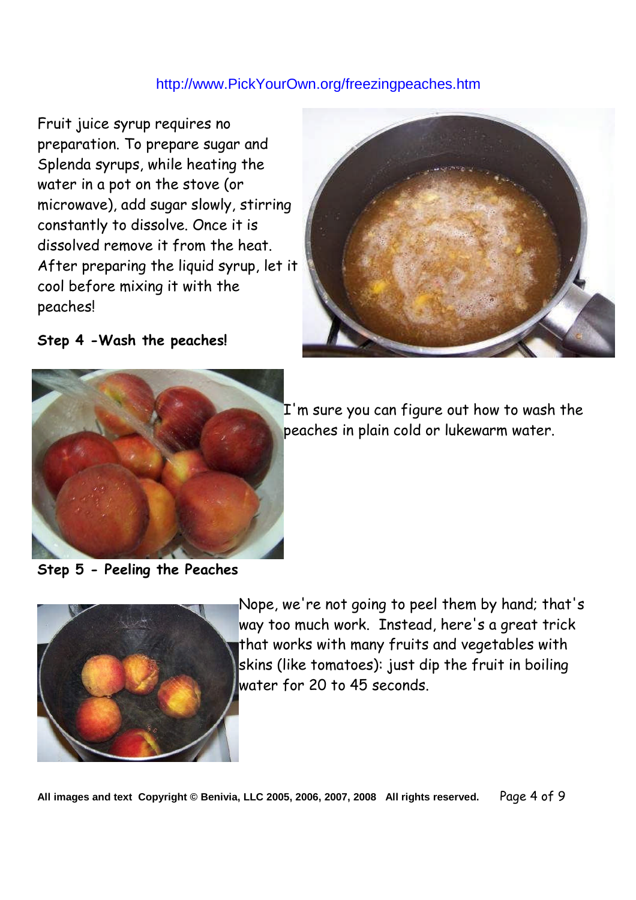Fruit juice syrup requires no preparation. To prepare sugar and Splenda syrups, while heating the water in a pot on the stove (or microwave), add sugar slowly, stirring constantly to dissolve. Once it is dissolved remove it from the heat. After preparing the liquid syrup, let it cool before mixing it with the peaches!

**Step 4 -Wash the peaches!**

I'm sure you can figure out how to wash the peaches in plain cold or lukewarm water.

**Step 5 - Peeling the Peaches**

Nope, we're not going to peel them by hand; that's way too much work. Instead, here's a great trick that works with many fruits and vegetables with skins (like tomatoes): just dip the fruit in boiling water for 20 to 45 seconds.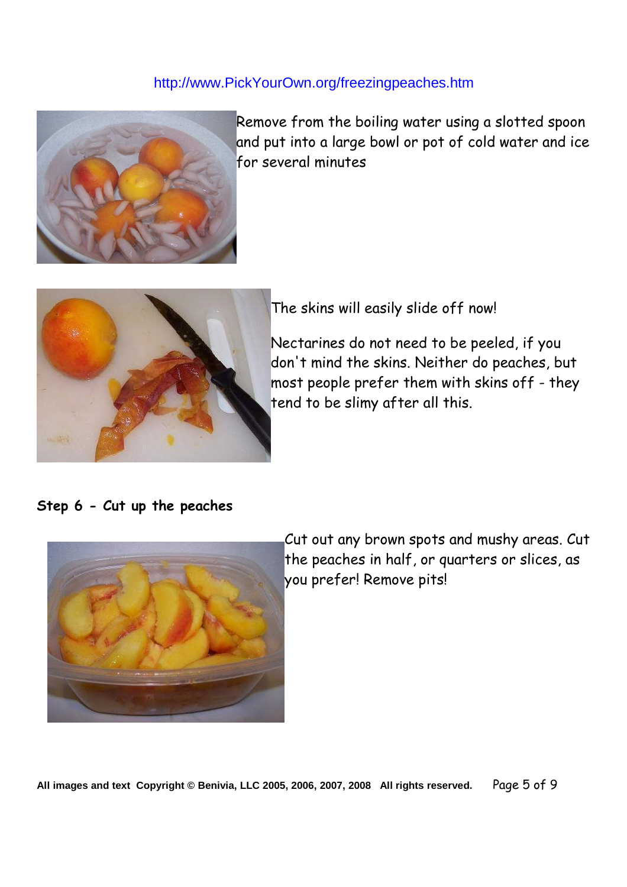Remove from the boiling water using a slotted spoon and put into a large bowl or pot of cold water and ice for several minutes

The skins will easily slide off now!

Nectarines do not need to be peeled, if you don't mind the skins. Neither do peaches, but most people prefer them with skins off - they tend to be slimy after all this.

**Step 6 - Cut up the peaches**

Cut out any brown spots and mushy areas. Cut the peaches in half, or quarters or slices, as you prefer! Remove pits!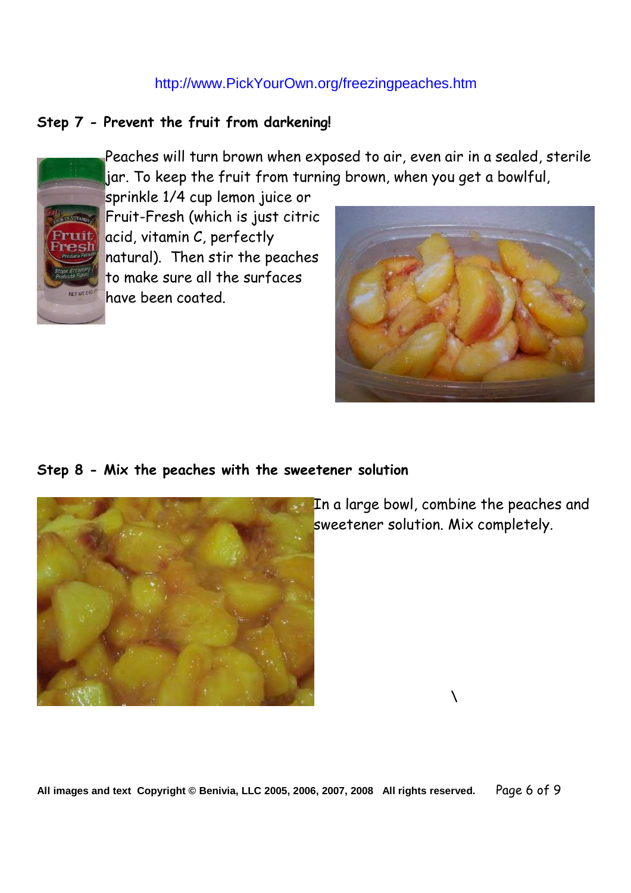http://www.PickYourOwn.org/freezingpeaches.htm

### Step 7 - Prevent the fruit from darkening!

Peaches will turn brown when exposed to air, even air in a sealed, sterile jar. To keep the fruit from turning brown, when you get a bowlful, sprinkle 1/4 cup lemon juice or Fruit-Fresh (which is just citric acid, vitamin C, perfectly natural). Then stir the peaches to make sure all the surfaces have been coated.

### Step 8 - Mix the peaches with the sweetener solution

In a large bowl, combine the peaches and sweetener solution. Mix completely.

All images and text Copyright © Benivia, LLC 2005, 2006, 2007, 2008 All rights reserved.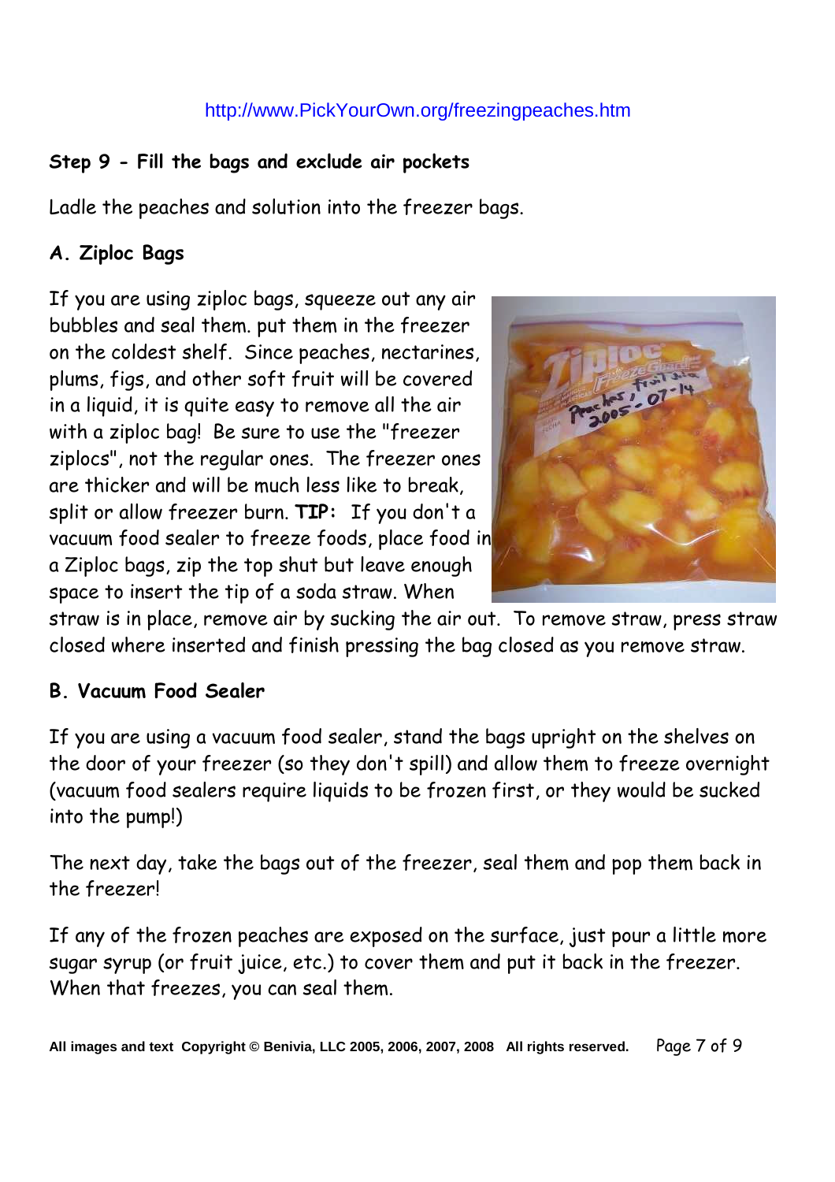http://www.PickYourOwn.org/freezingpeaches.htm

### Step 9 - Fill the bags and exclude air pockets

Ladle the peaches and solution into the freezer bags.

#### A. Ziploc Bags

If you are using ziploc bags, squeeze out any air bubbles and seal them. put them in the freezer on the coldest shelf. Since peaches, nectarines, plums, figs, and other soft fruit will be covered in a liquid, it is quite easy to remove all the air with a ziploc bag! Be sure to use the "freezer ziplocs", not the regular ones. The freezer ones are thicker and will be much less like to break, split or allow freezer burn. **TIP:** If you don't a vacuum food sealer to freeze foods, place food in a Ziploc bags, zip the top shut but leave enough space to insert the tip of a soda straw. When straw is in place, remove air by sucking the air out. To remove straw, press straw closed where inserted and finish pressing the bag closed as you remove straw.

#### B. Vacuum Food Sealer

If you are using a vacuum food sealer, stand the bags upright on the shelves on the door of your freezer (so they don't spill) and allow them to freeze overnight (vacuum food sealers require liquids to be frozen first, or they would be sucked into the pump!)

The next day, take the bags out of the freezer, seal them and pop them back in the freezer!

If any of the frozen peaches are exposed on the surface, just pour a little more sugar syrup (or fruit juice, etc.) to cover them and put it back in the freezer. When that freezes, you can seal them.

**All images and text Copyright © Benivia, LLC 2005, 2006, 2007, 2008 All rights reserved.**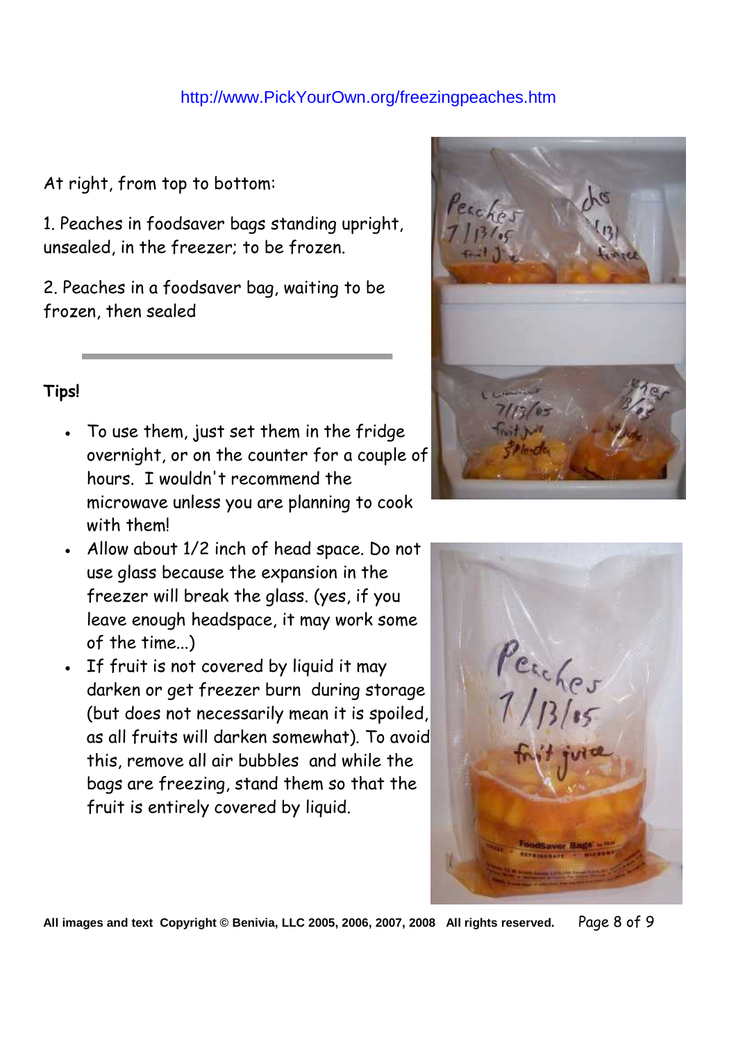http://www.PickYourOwn.org/freezingpeaches.htm

At right, from top to bottom:

1. Peaches in foodsaver bags standing upright, unsealed, in the freezer; to be frozen.

2. Peaches in a foodsaver bag, waiting to be frozen, then sealed

---

**Tips!**

- To use them, just set them in the fridge overnight, or on the counter for a couple of hours. I wouldn't recommend the microwave unless you are planning to cook with them!
- Allow about 1/2 inch of head space. Do not use glass because the expansion in the freezer will break the glass. (yes, if you leave enough headspace, it may work some of the time...)
- If fruit is not covered by liquid it may darken or get freezer burn during storage (but does not necessarily mean it is spoiled, as all fruits will darken somewhat). To avoid this, remove all air bubbles and while the bags are freezing, stand them so that the fruit is entirely covered by liquid.

**All images and text Copyright © Benivia, LLC 2005, 2006, 2007, 2008 All rights reserved.**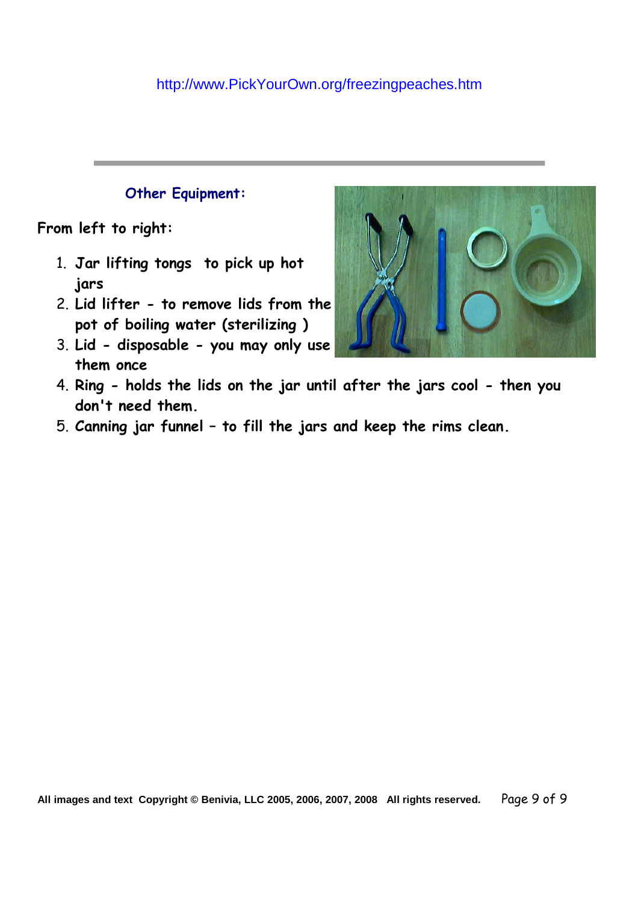http://www.PickYourOwn.org/freezingpeaches.htm

---

## Other Equipment:

**From left to right:**

1. **Jar lifting tongs to pick up hot jars**
2. **Lid lifter - to remove lids from the pot of boiling water (sterilizing )**
3. **Lid - disposable - you may only use them once**
4. **Ring - holds the lids on the jar until after the jars cool - then you don't need them.**
5. **Canning jar funnel – to fill the jars and keep the rims clean.**

**All images and text Copyright © Benivia, LLC 2005, 2006, 2007, 2008 All rights reserved.**